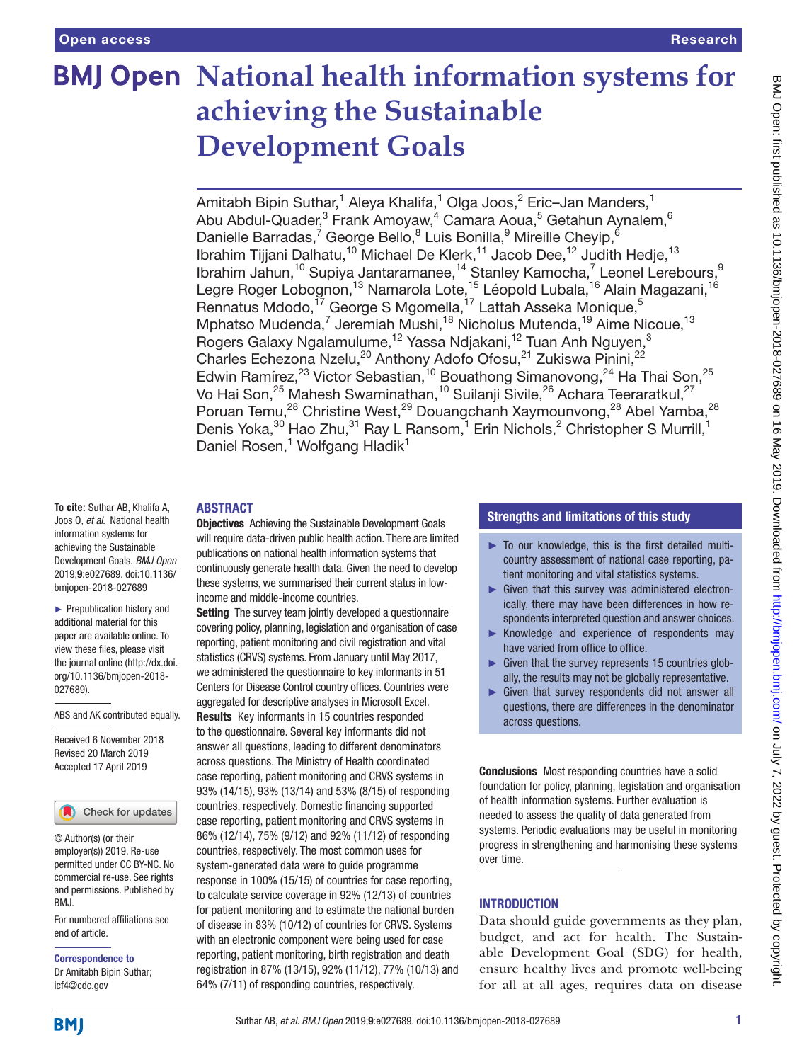# National health information systems for achieving the Sustainable Development Goals

Amitabh Bipin Suthar,[1] Aleya Khalifa,[1] Olga Joos,[2] Eric–Jan Manders,[1] Abu Abdul-Quader,[3] Frank Amoyaw,[4] Camara Aoua,[5] Getahun Aynalem,[6] Danielle Barradas,[7] George Bello,[8] Luis Bonilla,[9] Mireille Cheyip,[6] Ibrahim Tijjani Dalhatu,[10] Michael De Klerk,[11] Jacob Dee,[12] Judith Hedje,[13] Ibrahim Jahun,[10] Supiya Jantaramanee,[14] Stanley Kamocha,[7] Leonel Lerebours,[9] Legre Roger Lobognon,[13] Namarola Lote,[15] Léopold Lubala,[16] Alain Magazani,[16] Rennatus Mdodo,[17] George S Mgomella,[17] Lattah Asseka Monique,[5] Mphatso Mudenda,[7] Jeremiah Mushi,[18] Nicholus Mutenda,[19] Aime Nicoue,[13] Rogers Galaxy Ngalamulume,[12] Yassa Ndjakani,[12] Tuan Anh Nguyen,[3] Charles Echezona Nzelu,[20] Anthony Adofo Ofosu,[21] Zukiswa Pinini,[22] Edwin Ramírez,[23] Victor Sebastian,[10] Bouathong Simanovong,[24] Ha Thai Son,[25] Vo Hai Son,[25] Mahesh Swaminathan,[10] Suilanji Sivile,[26] Achara Teeraratkul,[27] Poruan Temu,[28] Christine West,[29] Douangchanh Xaymounvong,[28] Abel Yamba,[28] Denis Yoka,[30] Hao Zhu,[31] Ray L Ransom,[1] Erin Nichols,[2] Christopher S Murrill,[1] Daniel Rosen,[1] Wolfgang Hladik[1]

**To cite:** Suthar AB, Khalifa A, Joos O, *et al*. National health information systems for achieving the Sustainable Development Goals. *BMJ Open* 2019;**9**:e027689. doi:10.1136/bmjopen-2018-027689

► Prepublication history and additional material for this paper are available online. To view these files, please visit the journal online (http://dx.doi.org/10.1136/bmjopen-2018-027689).

ABS and AK contributed equally.

Received 6 November 2018
Revised 20 March 2019
Accepted 17 April 2019

© Author(s) (or their employer(s)) 2019. Re-use permitted under CC BY-NC. No commercial re-use. See rights and permissions. Published by BMJ.

For numbered affiliations see end of article.

**Correspondence to**
Dr Amitabh Bipin Suthar; icf4@cdc.gov

## ABSTRACT

**Objectives** Achieving the Sustainable Development Goals will require data-driven public health action. There are limited publications on national health information systems that continuously generate health data. Given the need to develop these systems, we summarised their current status in low-income and middle-income countries.

**Setting** The survey team jointly developed a questionnaire covering policy, planning, legislation and organisation of case reporting, patient monitoring and civil registration and vital statistics (CRVS) systems. From January until May 2017, we administered the questionnaire to key informants in 51 Centers for Disease Control country offices. Countries were aggregated for descriptive analyses in Microsoft Excel.

**Results** Key informants in 15 countries responded to the questionnaire. Several key informants did not answer all questions, leading to different denominators across questions. The Ministry of Health coordinated case reporting, patient monitoring and CRVS systems in 93% (14/15), 93% (13/14) and 53% (8/15) of responding countries, respectively. Domestic financing supported case reporting, patient monitoring and CRVS systems in 86% (12/14), 75% (9/12) and 92% (11/12) of responding countries, respectively. The most common uses for system-generated data were to guide programme response in 100% (15/15) of countries for case reporting, to calculate service coverage in 92% (12/13) of countries for patient monitoring and to estimate the national burden of disease in 83% (10/12) of countries for CRVS. Systems with an electronic component were being used for case reporting, patient monitoring, birth registration and death registration in 87% (13/15), 92% (11/12), 77% (10/13) and 64% (7/11) of responding countries, respectively.

**Conclusions** Most responding countries have a solid foundation for policy, planning, legislation and organisation of health information systems. Further evaluation is needed to assess the quality of data generated from systems. Periodic evaluations may be useful in monitoring progress in strengthening and harmonising these systems over time.

## Strengths and limitations of this study

- To our knowledge, this is the first detailed multi-country assessment of national case reporting, patient monitoring and vital statistics systems.
- Given that this survey was administered electronically, there may have been differences in how respondents interpreted question and answer choices.
- Knowledge and experience of respondents may have varied from office to office.
- Given that the survey represents 15 countries globally, the results may not be globally representative.
- Given that survey respondents did not answer all questions, there are differences in the denominator across questions.

## INTRODUCTION

Data should guide governments as they plan, budget, and act for health. The Sustainable Development Goal (SDG) for health, ensure healthy lives and promote well-being for all at all ages, requires data on disease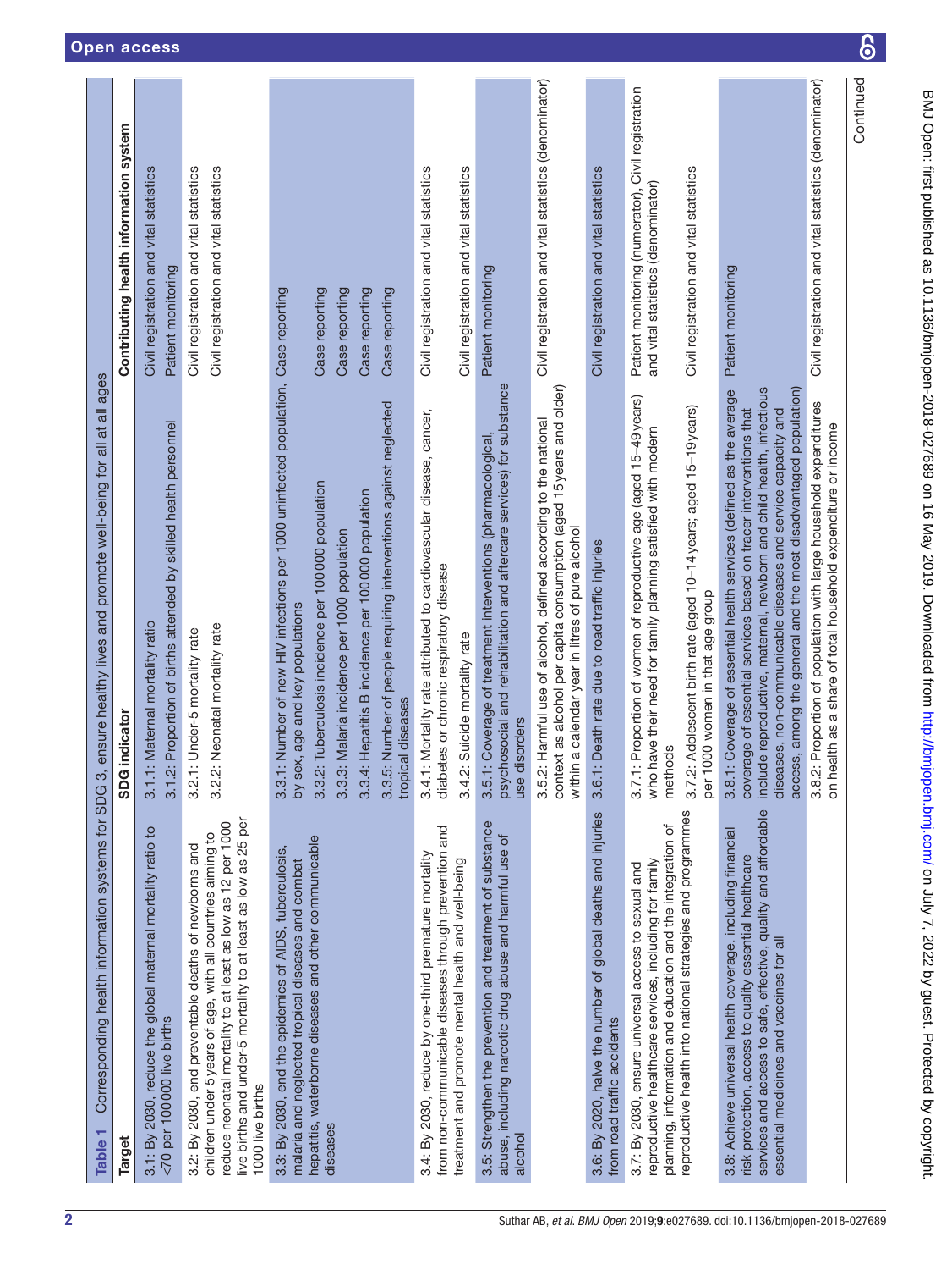**Table 1** Corresponding health information systems for SDG 3, ensure healthy lives and promote well-being for all at all ages

| Target | SDG indicator | Contributing health information system |
|---|---|---|
| 3.1: By 2030, reduce the global maternal mortality ratio to <70 per 100 000 live births | 3.1.1: Maternal mortality ratio | Civil registration and vital statistics |
| | 3.1.2: Proportion of births attended by skilled health personnel | Patient monitoring |
| 3.2: By 2030, end preventable deaths of newborns and children under 5 years of age, with all countries aiming to reduce neonatal mortality to at least as low as 12 per 1000 live births and under-5 mortality to at least as low as 25 per 1000 live births | 3.2.1: Under-5 mortality rate | Civil registration and vital statistics |
| | 3.2.2: Neonatal mortality rate | Civil registration and vital statistics |
| 3.3: By 2030, end the epidemics of AIDS, tuberculosis, malaria and neglected tropical diseases and combat hepatitis, waterborne diseases and other communicable diseases | 3.3.1: Number of new HIV infections per 1000 uninfected population, by sex, age and key populations | Case reporting |
| | 3.3.2: Tuberculosis incidence per 100 000 population | Case reporting |
| | 3.3.3: Malaria incidence per 1000 population | Case reporting |
| | 3.3.4: Hepatitis B incidence per 100 000 population | Case reporting |
| | 3.3.5: Number of people requiring interventions against neglected tropical diseases | Case reporting |
| 3.4: By 2030, reduce by one-third premature mortality from non-communicable diseases through prevention and treatment and promote mental health and well-being | 3.4.1: Mortality rate attributed to cardiovascular disease, cancer, diabetes or chronic respiratory disease | Civil registration and vital statistics |
| | 3.4.2: Suicide mortality rate | Civil registration and vital statistics |
| 3.5: Strengthen the prevention and treatment of substance abuse, including narcotic drug abuse and harmful use of alcohol | 3.5.1: Coverage of treatment interventions (pharmacological, psychosocial and rehabilitation and aftercare services) for substance use disorders | Patient monitoring |
| | 3.5.2: Harmful use of alcohol, defined according to the national context as alcohol per capita consumption (aged 15 years and older) within a calendar year in litres of pure alcohol | Civil registration and vital statistics (denominator) |
| 3.6: By 2020, halve the number of global deaths and injuries from road traffic accidents | 3.6.1: Death rate due to road traffic injuries | Civil registration and vital statistics |
| 3.7: By 2030, ensure universal access to sexual and reproductive healthcare services, including for family planning, information and education and the integration of reproductive health into national strategies and programmes | 3.7.1: Proportion of women of reproductive age (aged 15–49 years) who have their need for family planning satisfied with modern methods | Patient monitoring (numerator), Civil registration and vital statistics (denominator) |
| | 3.7.2: Adolescent birth rate (aged 10–14 years; aged 15–19 years) per 1000 women in that age group | Civil registration and vital statistics |
| 3.8: Achieve universal health coverage, including financial risk protection, access to quality essential healthcare services and access to safe, effective, quality and affordable essential medicines and vaccines for all | 3.8.1: Coverage of essential health services (defined as the average coverage of essential services based on tracer interventions that include reproductive, maternal, newborn and child health, infectious diseases, non-communicable diseases and service capacity and access, among the general and the most disadvantaged population) | Patient monitoring |
| | 3.8.2: Proportion of population with large household expenditures on health as a share of total household expenditure or income | Civil registration and vital statistics (denominator) |

Continued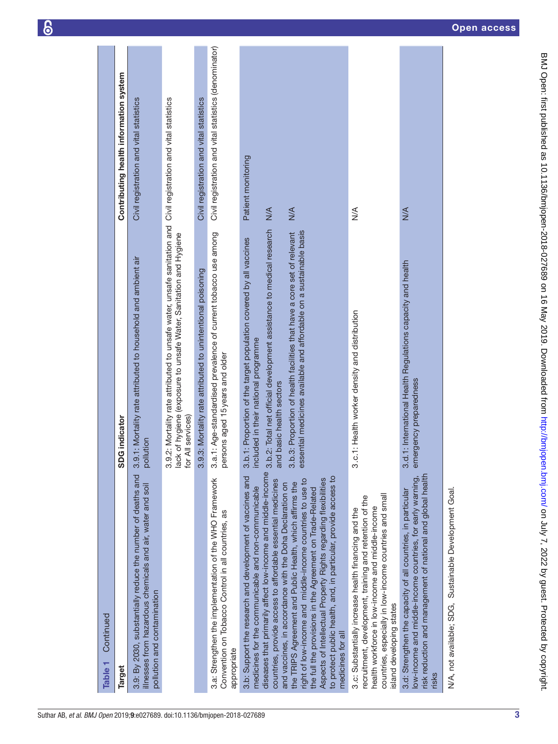**Table 1** Continued

| Target | SDG indicator | Contributing health information system |
|---|---|---|
| 3.9: By 2030, substantially reduce the number of deaths and illnesses from hazardous chemicals and air, water and soil pollution and contamination | 3.9.1: Mortality rate attributed to household and ambient air pollution | Civil registration and vital statistics |
| | 3.9.2: Mortality rate attributed to unsafe water, unsafe sanitation and lack of hygiene (exposure to unsafe Water, Sanitation and Hygiene for All services) | Civil registration and vital statistics |
| | 3.9.3: Mortality rate attributed to unintentional poisoning | Civil registration and vital statistics |
| 3.a: Strengthen the implementation of the WHO Framework Convention on Tobacco Control in all countries, as appropriate | 3.a.1: Age-standardised prevalence of current tobacco use among persons aged 15 years and older | Civil registration and vital statistics (denominator) |
| 3.b: Support the research and development of vaccines and medicines for the communicable and non-communicable diseases that primarily affect low-income and middle-income countries, provide access to affordable essential medicines and vaccines, in accordance with the Doha Declaration on the TRIPS Agreement and Public Health, which affirms the right of low-income and middle-income countries to use to the full the provisions in the Agreement on Trade-Related Aspects of Intellectual Property Rights regarding flexibilities to protect public health, and, in particular, provide access to medicines for all | 3.b.1: Proportion of the target population covered by all vaccines included in their national programme | Patient monitoring |
| | 3.b.2: Total net official development assistance to medical research and basic health sectors | N/A |
| | 3.b.3: Proportion of health facilities that have a core set of relevant essential medicines available and affordable on a sustainable basis | N/A |
| 3.c: Substantially increase health financing and the recruitment, development, training and retention of the health workforce in low-income and middle-income countries, especially in low-income countries and small island developing states | 3.c.1: Health worker density and distribution | N/A |
| 3.d: Strengthen the capacity of all countries, in particular low-income and middle-income countries, for early warning, risk reduction and management of national and global health risks | 3.d.1: International Health Regulations capacity and health emergency preparedness | N/A |

N/A, not available; SDG, Sustainable Development Goal.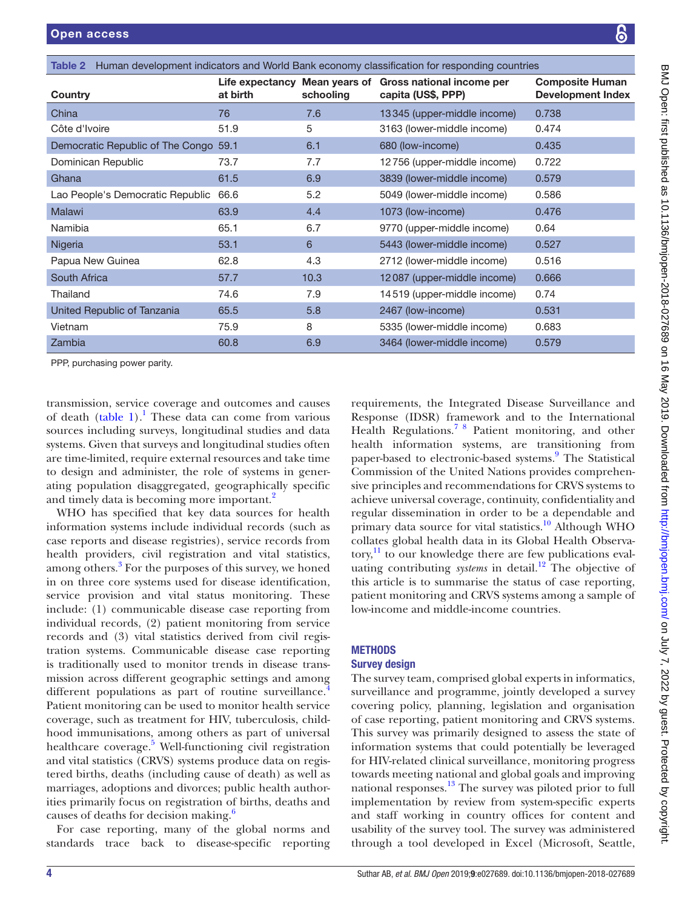**Table 2** Human development indicators and World Bank economy classification for responding countries

| Country | Life expectancy at birth | Mean years of schooling | Gross national income per capita (US$, PPP) | Composite Human Development Index |
|---|---|---|---|---|
| China | 76 | 7.6 | 13345 (upper-middle income) | 0.738 |
| Côte d'Ivoire | 51.9 | 5 | 3163 (lower-middle income) | 0.474 |
| Democratic Republic of The Congo | 59.1 | 6.1 | 680 (low-income) | 0.435 |
| Dominican Republic | 73.7 | 7.7 | 12756 (upper-middle income) | 0.722 |
| Ghana | 61.5 | 6.9 | 3839 (lower-middle income) | 0.579 |
| Lao People's Democratic Republic | 66.6 | 5.2 | 5049 (lower-middle income) | 0.586 |
| Malawi | 63.9 | 4.4 | 1073 (low-income) | 0.476 |
| Namibia | 65.1 | 6.7 | 9770 (upper-middle income) | 0.64 |
| Nigeria | 53.1 | 6 | 5443 (lower-middle income) | 0.527 |
| Papua New Guinea | 62.8 | 4.3 | 2712 (lower-middle income) | 0.516 |
| South Africa | 57.7 | 10.3 | 12087 (upper-middle income) | 0.666 |
| Thailand | 74.6 | 7.9 | 14519 (upper-middle income) | 0.74 |
| United Republic of Tanzania | 65.5 | 5.8 | 2467 (low-income) | 0.531 |
| Vietnam | 75.9 | 8 | 5335 (lower-middle income) | 0.683 |
| Zambia | 60.8 | 6.9 | 3464 (lower-middle income) | 0.579 |

PPP, purchasing power parity.

transmission, service coverage and outcomes and causes of death (table 1).[1] These data can come from various sources including surveys, longitudinal studies and data systems. Given that surveys and longitudinal studies often are time-limited, require external resources and take time to design and administer, the role of systems in generating population disaggregated, geographically specific and timely data is becoming more important.[2]

WHO has specified that key data sources for health information systems include individual records (such as case reports and disease registries), service records from health providers, civil registration and vital statistics, among others.[3] For the purposes of this survey, we honed in on three core systems used for disease identification, service provision and vital status monitoring. These include: (1) communicable disease case reporting from individual records, (2) patient monitoring from service records and (3) vital statistics derived from civil registration systems. Communicable disease case reporting is traditionally used to monitor trends in disease transmission across different geographic settings and among different populations as part of routine surveillance.[4] Patient monitoring can be used to monitor health service coverage, such as treatment for HIV, tuberculosis, childhood immunisations, among others as part of universal healthcare coverage.[5] Well-functioning civil registration and vital statistics (CRVS) systems produce data on registered births, deaths (including cause of death) as well as marriages, adoptions and divorces; public health authorities primarily focus on registration of births, deaths and causes of deaths for decision making.[6]

For case reporting, many of the global norms and standards trace back to disease-specific reporting requirements, the Integrated Disease Surveillance and Response (IDSR) framework and to the International Health Regulations.[7 8] Patient monitoring, and other health information systems, are transitioning from paper-based to electronic-based systems.[9] The Statistical Commission of the United Nations provides comprehensive principles and recommendations for CRVS systems to achieve universal coverage, continuity, confidentiality and regular dissemination in order to be a dependable and primary data source for vital statistics.[10] Although WHO collates global health data in its Global Health Observatory,[11] to our knowledge there are few publications evaluating contributing *systems* in detail.[12] The objective of this article is to summarise the status of case reporting, patient monitoring and CRVS systems among a sample of low-income and middle-income countries.

## METHODS

### Survey design

The survey team, comprised global experts in informatics, surveillance and programme, jointly developed a survey covering policy, planning, legislation and organisation of case reporting, patient monitoring and CRVS systems. This survey was primarily designed to assess the state of information systems that could potentially be leveraged for HIV-related clinical surveillance, monitoring progress towards meeting national and global goals and improving national responses.[13] The survey was piloted prior to full implementation by review from system-specific experts and staff working in country offices for content and usability of the survey tool. The survey was administered through a tool developed in Excel (Microsoft, Seattle,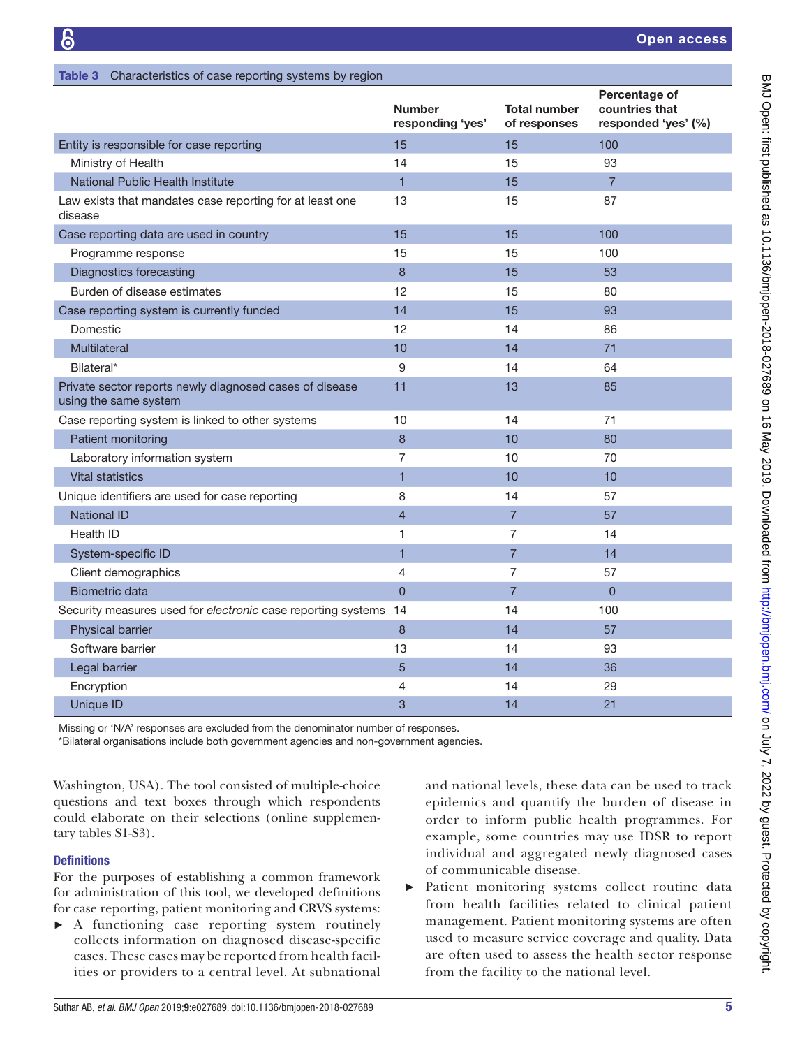**Table 3** Characteristics of case reporting systems by region

| | Number responding 'yes' | Total number of responses | Percentage of countries that responded 'yes' (%) |
|---|---|---|---|
| Entity is responsible for case reporting | 15 | 15 | 100 |
| Ministry of Health | 14 | 15 | 93 |
| National Public Health Institute | 1 | 15 | 7 |
| Law exists that mandates case reporting for at least one disease | 13 | 15 | 87 |
| Case reporting data are used in country | 15 | 15 | 100 |
| Programme response | 15 | 15 | 100 |
| Diagnostics forecasting | 8 | 15 | 53 |
| Burden of disease estimates | 12 | 15 | 80 |
| Case reporting system is currently funded | 14 | 15 | 93 |
| Domestic | 12 | 14 | 86 |
| Multilateral | 10 | 14 | 71 |
| Bilateral* | 9 | 14 | 64 |
| Private sector reports newly diagnosed cases of disease using the same system | 11 | 13 | 85 |
| Case reporting system is linked to other systems | 10 | 14 | 71 |
| Patient monitoring | 8 | 10 | 80 |
| Laboratory information system | 7 | 10 | 70 |
| Vital statistics | 1 | 10 | 10 |
| Unique identifiers are used for case reporting | 8 | 14 | 57 |
| National ID | 4 | 7 | 57 |
| Health ID | 1 | 7 | 14 |
| System-specific ID | 1 | 7 | 14 |
| Client demographics | 4 | 7 | 57 |
| Biometric data | 0 | 7 | 0 |
| Security measures used for *electronic* case reporting systems | 14 | 14 | 100 |
| Physical barrier | 8 | 14 | 57 |
| Software barrier | 13 | 14 | 93 |
| Legal barrier | 5 | 14 | 36 |
| Encryption | 4 | 14 | 29 |
| Unique ID | 3 | 14 | 21 |

Missing or 'N/A' responses are excluded from the denominator number of responses.

*Bilateral organisations include both government agencies and non-government agencies.

Washington, USA). The tool consisted of multiple-choice questions and text boxes through which respondents could elaborate on their selections (online supplementary tables S1-S3).

### Definitions

For the purposes of establishing a common framework for administration of this tool, we developed definitions for case reporting, patient monitoring and CRVS systems:

- A functioning case reporting system routinely collects information on diagnosed disease-specific cases. These cases may be reported from health facilities or providers to a central level. At subnational and national levels, these data can be used to track epidemics and quantify the burden of disease in order to inform public health programmes. For example, some countries may use IDSR to report individual and aggregated newly diagnosed cases of communicable disease.
- Patient monitoring systems collect routine data from health facilities related to clinical patient management. Patient monitoring systems are often used to measure service coverage and quality. Data are often used to assess the health sector response from the facility to the national level.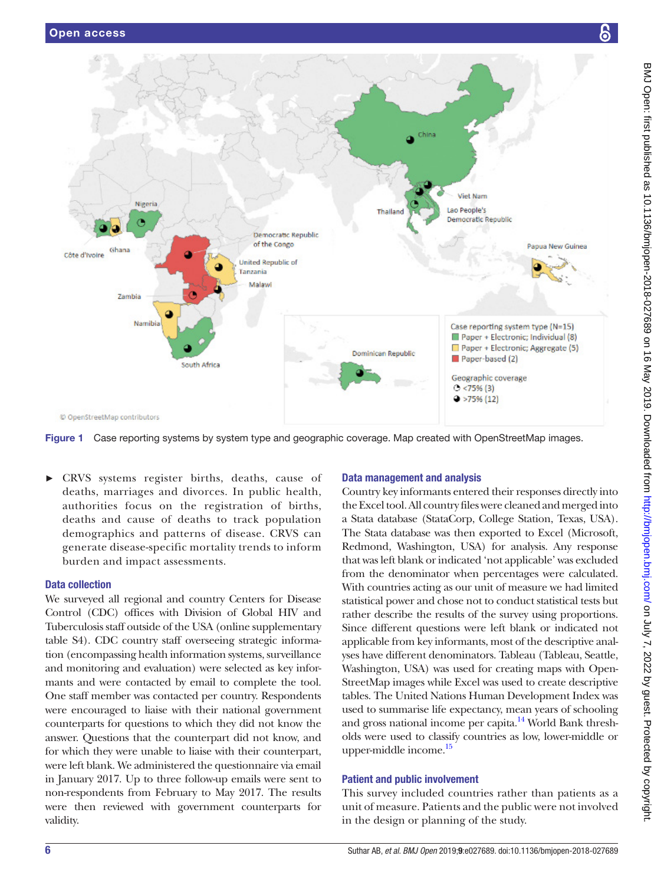Figure 1 Case reporting systems by system type and geographic coverage. Map created with OpenStreetMap images.

- CRVS systems register births, deaths, cause of deaths, marriages and divorces. In public health, authorities focus on the registration of births, deaths and cause of deaths to track population demographics and patterns of disease. CRVS can generate disease-specific mortality trends to inform burden and impact assessments.

### Data collection

We surveyed all regional and country Centers for Disease Control (CDC) offices with Division of Global HIV and Tuberculosis staff outside of the USA (online supplementary table S4). CDC country staff overseeing strategic information (encompassing health information systems, surveillance and monitoring and evaluation) were selected as key informants and were contacted by email to complete the tool. One staff member was contacted per country. Respondents were encouraged to liaise with their national government counterparts for questions to which they did not know the answer. Questions that the counterpart did not know, and for which they were unable to liaise with their counterpart, were left blank. We administered the questionnaire via email in January 2017. Up to three follow-up emails were sent to non-respondents from February to May 2017. The results were then reviewed with government counterparts for validity.

### Data management and analysis

Country key informants entered their responses directly into the Excel tool. All country files were cleaned and merged into a Stata database (StataCorp, College Station, Texas, USA). The Stata database was then exported to Excel (Microsoft, Redmond, Washington, USA) for analysis. Any response that was left blank or indicated 'not applicable' was excluded from the denominator when percentages were calculated. With countries acting as our unit of measure we had limited statistical power and chose not to conduct statistical tests but rather describe the results of the survey using proportions. Since different questions were left blank or indicated not applicable from key informants, most of the descriptive analyses have different denominators. Tableau (Tableau, Seattle, Washington, USA) was used for creating maps with OpenStreetMap images while Excel was used to create descriptive tables. The United Nations Human Development Index was used to summarise life expectancy, mean years of schooling and gross national income per capita.[14] World Bank thresholds were used to classify countries as low, lower-middle or upper-middle income.[15]

### Patient and public involvement

This survey included countries rather than patients as a unit of measure. Patients and the public were not involved in the design or planning of the study.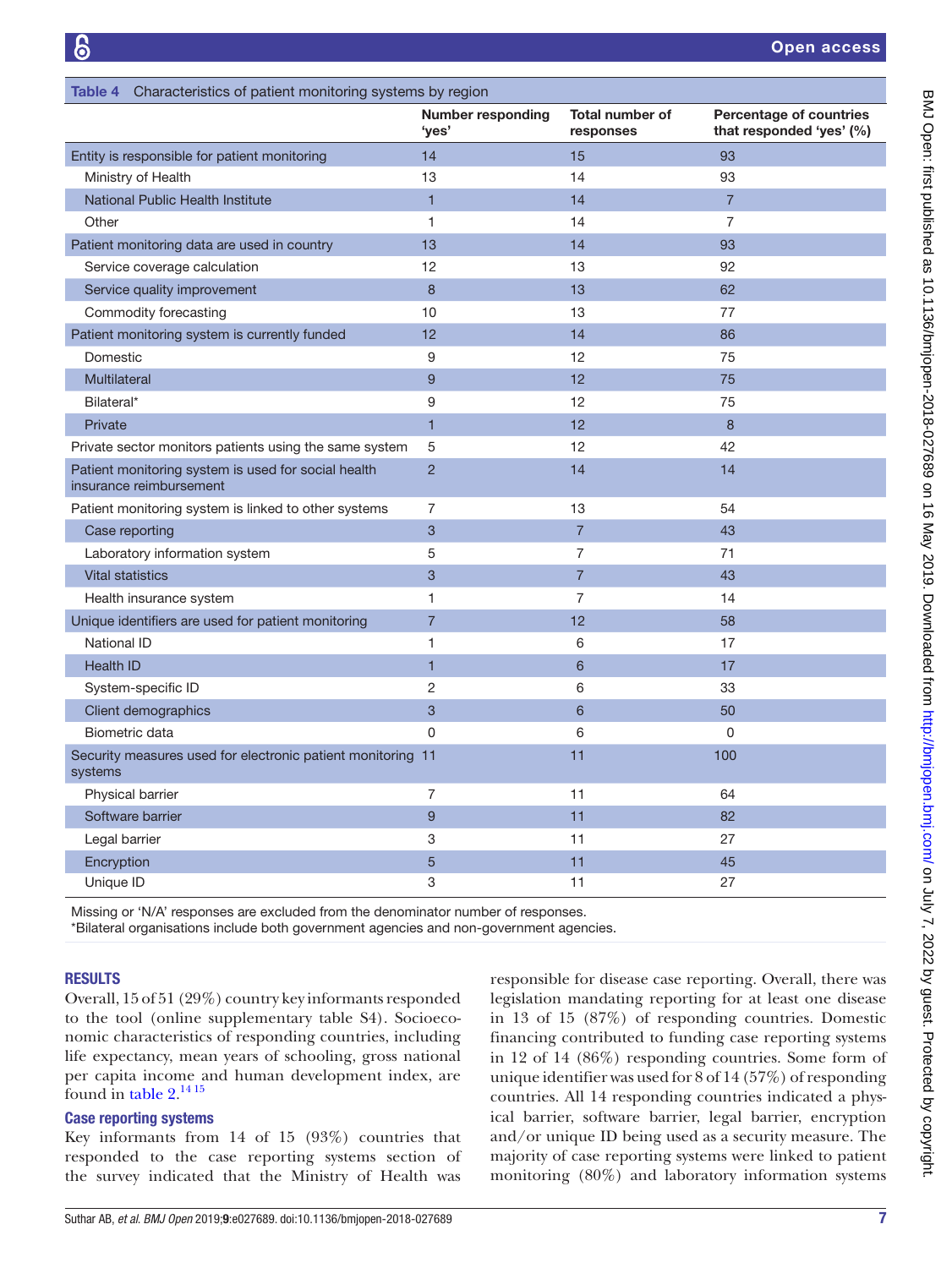Table 4 Characteristics of patient monitoring systems by region

| | Number responding 'yes' | Total number of responses | Percentage of countries that responded 'yes' (%) |
|---|---|---|---|
| Entity is responsible for patient monitoring | 14 | 15 | 93 |
| Ministry of Health | 13 | 14 | 93 |
| National Public Health Institute | 1 | 14 | 7 |
| Other | 1 | 14 | 7 |
| Patient monitoring data are used in country | 13 | 14 | 93 |
| Service coverage calculation | 12 | 13 | 92 |
| Service quality improvement | 8 | 13 | 62 |
| Commodity forecasting | 10 | 13 | 77 |
| Patient monitoring system is currently funded | 12 | 14 | 86 |
| Domestic | 9 | 12 | 75 |
| Multilateral | 9 | 12 | 75 |
| Bilateral* | 9 | 12 | 75 |
| Private | 1 | 12 | 8 |
| Private sector monitors patients using the same system | 5 | 12 | 42 |
| Patient monitoring system is used for social health insurance reimbursement | 2 | 14 | 14 |
| Patient monitoring system is linked to other systems | 7 | 13 | 54 |
| Case reporting | 3 | 7 | 43 |
| Laboratory information system | 5 | 7 | 71 |
| Vital statistics | 3 | 7 | 43 |
| Health insurance system | 1 | 7 | 14 |
| Unique identifiers are used for patient monitoring | 7 | 12 | 58 |
| National ID | 1 | 6 | 17 |
| Health ID | 1 | 6 | 17 |
| System-specific ID | 2 | 6 | 33 |
| Client demographics | 3 | 6 | 50 |
| Biometric data | 0 | 6 | 0 |
| Security measures used for electronic patient monitoring systems | 11 | 11 | 100 |
| Physical barrier | 7 | 11 | 64 |
| Software barrier | 9 | 11 | 82 |
| Legal barrier | 3 | 11 | 27 |
| Encryption | 5 | 11 | 45 |
| Unique ID | 3 | 11 | 27 |

Missing or 'N/A' responses are excluded from the denominator number of responses.
*Bilateral organisations include both government agencies and non-government agencies.

## RESULTS

Overall, 15 of 51 (29%) country key informants responded to the tool (online supplementary table S4). Socioeconomic characteristics of responding countries, including life expectancy, mean years of schooling, gross national per capita income and human development index, are found in table 2.[14,15]

### Case reporting systems

Key informants from 14 of 15 (93%) countries that responded to the case reporting systems section of the survey indicated that the Ministry of Health was responsible for disease case reporting. Overall, there was legislation mandating reporting for at least one disease in 13 of 15 (87%) of responding countries. Domestic financing contributed to funding case reporting systems in 12 of 14 (86%) responding countries. Some form of unique identifier was used for 8 of 14 (57%) of responding countries. All 14 responding countries indicated a physical barrier, software barrier, legal barrier, encryption and/or unique ID being used as a security measure. The majority of case reporting systems were linked to patient monitoring (80%) and laboratory information systems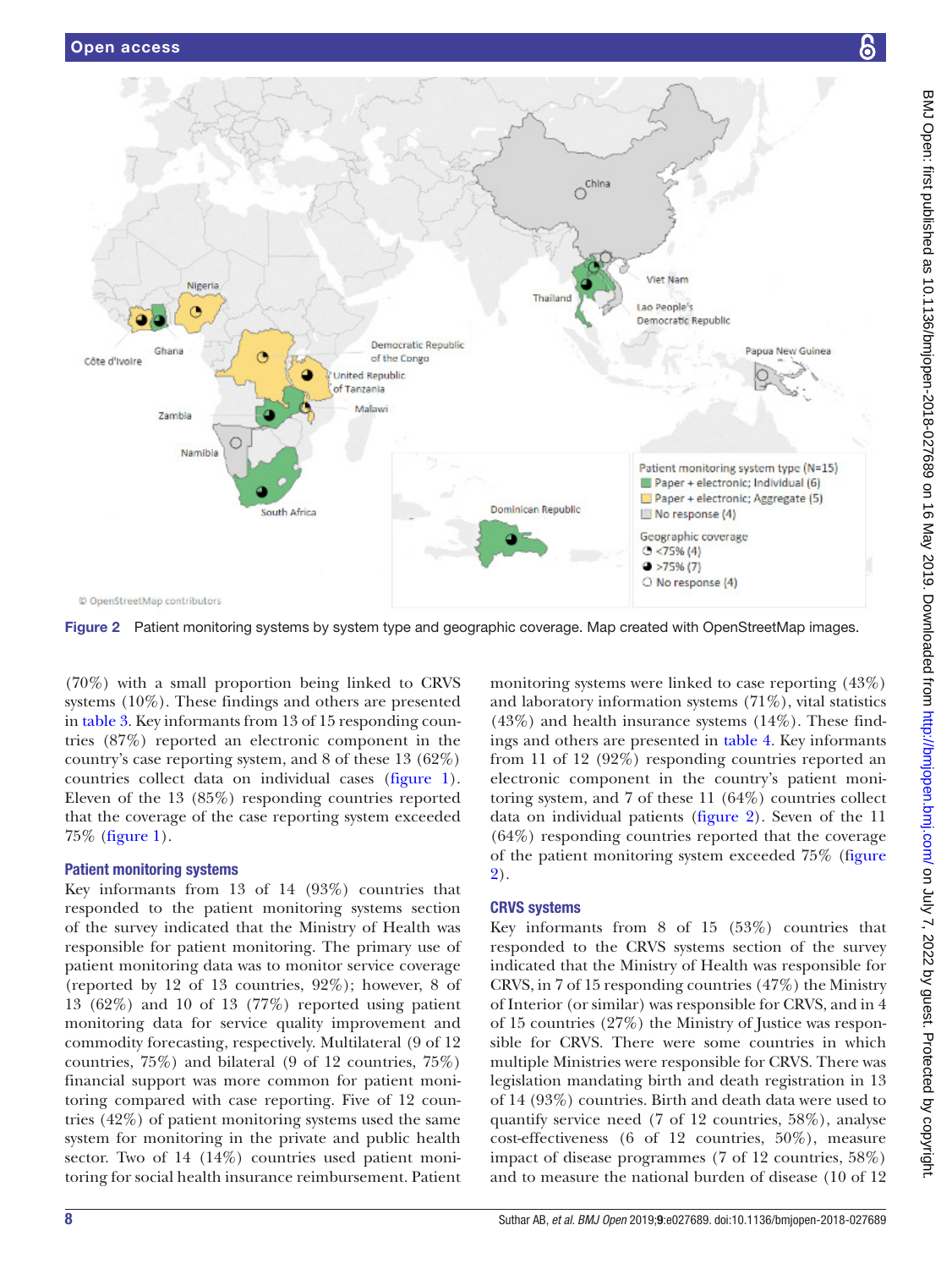Figure 2 Patient monitoring systems by system type and geographic coverage. Map created with OpenStreetMap images.

(70%) with a small proportion being linked to CRVS systems (10%). These findings and others are presented in table 3. Key informants from 13 of 15 responding countries (87%) reported an electronic component in the country's case reporting system, and 8 of these 13 (62%) countries collect data on individual cases (figure 1). Eleven of the 13 (85%) responding countries reported that the coverage of the case reporting system exceeded 75% (figure 1).

### Patient monitoring systems

Key informants from 13 of 14 (93%) countries that responded to the patient monitoring systems section of the survey indicated that the Ministry of Health was responsible for patient monitoring. The primary use of patient monitoring data was to monitor service coverage (reported by 12 of 13 countries, 92%); however, 8 of 13 (62%) and 10 of 13 (77%) reported using patient monitoring data for service quality improvement and commodity forecasting, respectively. Multilateral (9 of 12 countries, 75%) and bilateral (9 of 12 countries, 75%) financial support was more common for patient monitoring compared with case reporting. Five of 12 countries (42%) of patient monitoring systems used the same system for monitoring in the private and public health sector. Two of 14 (14%) countries used patient monitoring for social health insurance reimbursement. Patient monitoring systems were linked to case reporting (43%) and laboratory information systems (71%), vital statistics (43%) and health insurance systems (14%). These findings and others are presented in table 4. Key informants from 11 of 12 (92%) responding countries reported an electronic component in the country's patient monitoring system, and 7 of these 11 (64%) countries collect data on individual patients (figure 2). Seven of the 11 (64%) responding countries reported that the coverage of the patient monitoring system exceeded 75% (figure 2).

### CRVS systems

Key informants from 8 of 15 (53%) countries that responded to the CRVS systems section of the survey indicated that the Ministry of Health was responsible for CRVS, in 7 of 15 responding countries (47%) the Ministry of Interior (or similar) was responsible for CRVS, and in 4 of 15 countries (27%) the Ministry of Justice was responsible for CRVS. There were some countries in which multiple Ministries were responsible for CRVS. There was legislation mandating birth and death registration in 13 of 14 (93%) countries. Birth and death data were used to quantify service need (7 of 12 countries, 58%), analyse cost-effectiveness (6 of 12 countries, 50%), measure impact of disease programmes (7 of 12 countries, 58%) and to measure the national burden of disease (10 of 12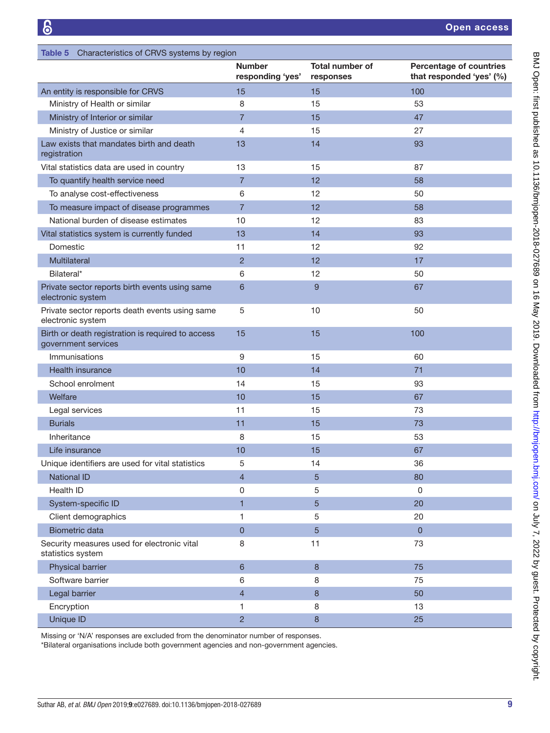**Table 5** Characteristics of CRVS systems by region

| | Number responding 'yes' | Total number of responses | Percentage of countries that responded 'yes' (%) |
|---|---|---|---|
| An entity is responsible for CRVS | 15 | 15 | 100 |
| Ministry of Health or similar | 8 | 15 | 53 |
| Ministry of Interior or similar | 7 | 15 | 47 |
| Ministry of Justice or similar | 4 | 15 | 27 |
| Law exists that mandates birth and death registration | 13 | 14 | 93 |
| Vital statistics data are used in country | 13 | 15 | 87 |
| To quantify health service need | 7 | 12 | 58 |
| To analyse cost-effectiveness | 6 | 12 | 50 |
| To measure impact of disease programmes | 7 | 12 | 58 |
| National burden of disease estimates | 10 | 12 | 83 |
| Vital statistics system is currently funded | 13 | 14 | 93 |
| Domestic | 11 | 12 | 92 |
| Multilateral | 2 | 12 | 17 |
| Bilateral* | 6 | 12 | 50 |
| Private sector reports birth events using same electronic system | 6 | 9 | 67 |
| Private sector reports death events using same electronic system | 5 | 10 | 50 |
| Birth or death registration is required to access government services | 15 | 15 | 100 |
| Immunisations | 9 | 15 | 60 |
| Health insurance | 10 | 14 | 71 |
| School enrolment | 14 | 15 | 93 |
| Welfare | 10 | 15 | 67 |
| Legal services | 11 | 15 | 73 |
| Burials | 11 | 15 | 73 |
| Inheritance | 8 | 15 | 53 |
| Life insurance | 10 | 15 | 67 |
| Unique identifiers are used for vital statistics | 5 | 14 | 36 |
| National ID | 4 | 5 | 80 |
| Health ID | 0 | 5 | 0 |
| System-specific ID | 1 | 5 | 20 |
| Client demographics | 1 | 5 | 20 |
| Biometric data | 0 | 5 | 0 |
| Security measures used for electronic vital statistics system | 8 | 11 | 73 |
| Physical barrier | 6 | 8 | 75 |
| Software barrier | 6 | 8 | 75 |
| Legal barrier | 4 | 8 | 50 |
| Encryption | 1 | 8 | 13 |
| Unique ID | 2 | 8 | 25 |

Missing or 'N/A' responses are excluded from the denominator number of responses.
*Bilateral organisations include both government agencies and non-government agencies.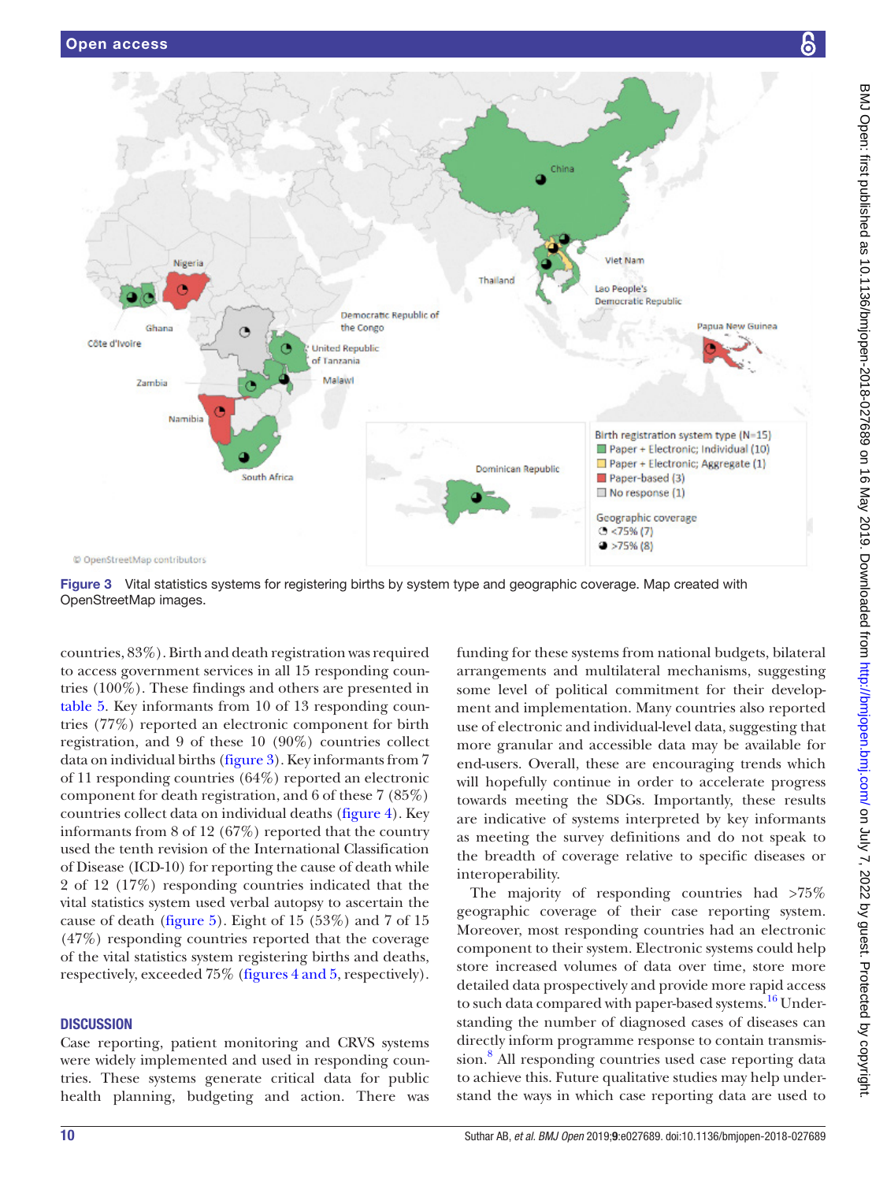Figure 3 Vital statistics systems for registering births by system type and geographic coverage. Map created with OpenStreetMap images.

countries, 83%). Birth and death registration was required to access government services in all 15 responding countries (100%). These findings and others are presented in table 5. Key informants from 10 of 13 responding countries (77%) reported an electronic component for birth registration, and 9 of these 10 (90%) countries collect data on individual births (figure 3). Key informants from 7 of 11 responding countries (64%) reported an electronic component for death registration, and 6 of these 7 (85%) countries collect data on individual deaths (figure 4). Key informants from 8 of 12 (67%) reported that the country used the tenth revision of the International Classification of Disease (ICD-10) for reporting the cause of death while 2 of 12 (17%) responding countries indicated that the vital statistics system used verbal autopsy to ascertain the cause of death (figure 5). Eight of 15 (53%) and 7 of 15 (47%) responding countries reported that the coverage of the vital statistics system registering births and deaths, respectively, exceeded 75% (figures 4 and 5, respectively).

## DISCUSSION

Case reporting, patient monitoring and CRVS systems were widely implemented and used in responding countries. These systems generate critical data for public health planning, budgeting and action. There was funding for these systems from national budgets, bilateral arrangements and multilateral mechanisms, suggesting some level of political commitment for their development and implementation. Many countries also reported use of electronic and individual-level data, suggesting that more granular and accessible data may be available for end-users. Overall, these are encouraging trends which will hopefully continue in order to accelerate progress towards meeting the SDGs. Importantly, these results are indicative of systems interpreted by key informants as meeting the survey definitions and do not speak to the breadth of coverage relative to specific diseases or interoperability.

The majority of responding countries had >75% geographic coverage of their case reporting system. Moreover, most responding countries had an electronic component to their system. Electronic systems could help store increased volumes of data over time, store more detailed data prospectively and provide more rapid access to such data compared with paper-based systems.[16] Understanding the number of diagnosed cases of diseases can directly inform programme response to contain transmission.[8] All responding countries used case reporting data to achieve this. Future qualitative studies may help understand the ways in which case reporting data are used to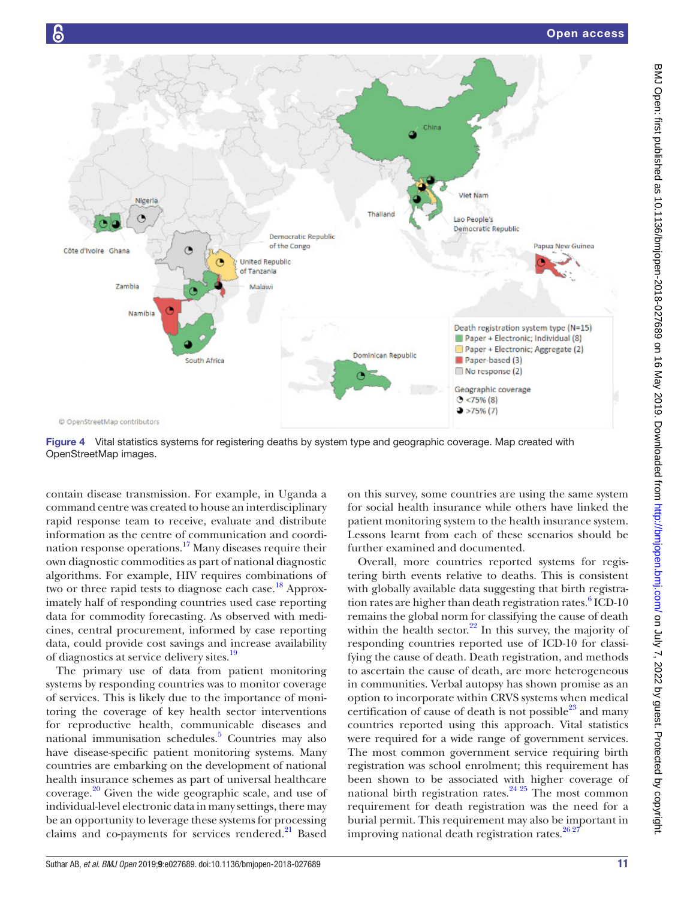Figure 4 Vital statistics systems for registering deaths by system type and geographic coverage. Map created with OpenStreetMap images.

contain disease transmission. For example, in Uganda a command centre was created to house an interdisciplinary rapid response team to receive, evaluate and distribute information as the centre of communication and coordination response operations.[17] Many diseases require their own diagnostic commodities as part of national diagnostic algorithms. For example, HIV requires combinations of two or three rapid tests to diagnose each case.[18] Approximately half of responding countries used case reporting data for commodity forecasting. As observed with medicines, central procurement, informed by case reporting data, could provide cost savings and increase availability of diagnostics at service delivery sites.[19]

The primary use of data from patient monitoring systems by responding countries was to monitor coverage of services. This is likely due to the importance of monitoring the coverage of key health sector interventions for reproductive health, communicable diseases and national immunisation schedules.[5] Countries may also have disease-specific patient monitoring systems. Many countries are embarking on the development of national health insurance schemes as part of universal healthcare coverage.[20] Given the wide geographic scale, and use of individual-level electronic data in many settings, there may be an opportunity to leverage these systems for processing claims and co-payments for services rendered.[21] Based on this survey, some countries are using the same system for social health insurance while others have linked the patient monitoring system to the health insurance system. Lessons learnt from each of these scenarios should be further examined and documented.

Overall, more countries reported systems for registering birth events relative to deaths. This is consistent with globally available data suggesting that birth registration rates are higher than death registration rates.[6] ICD-10 remains the global norm for classifying the cause of death within the health sector.[22] In this survey, the majority of responding countries reported use of ICD-10 for classifying the cause of death. Death registration, and methods to ascertain the cause of death, are more heterogeneous in communities. Verbal autopsy has shown promise as an option to incorporate within CRVS systems when medical certification of cause of death is not possible[23] and many countries reported using this approach. Vital statistics were required for a wide range of government services. The most common government service requiring birth registration was school enrolment; this requirement has been shown to be associated with higher coverage of national birth registration rates.[24,25] The most common requirement for death registration was the need for a burial permit. This requirement may also be important in improving national death registration rates.[26,27]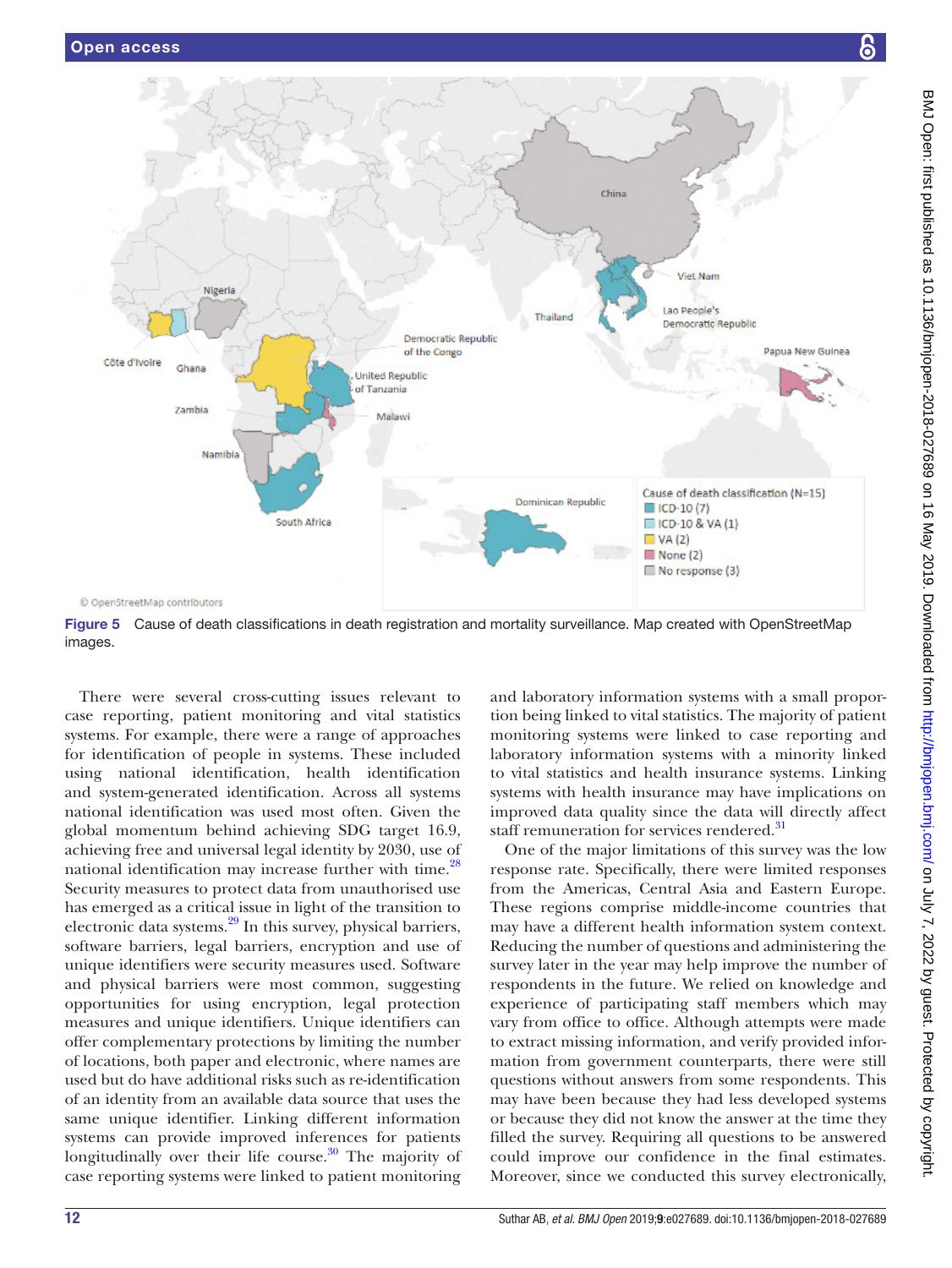Figure 5 Cause of death classifications in death registration and mortality surveillance. Map created with OpenStreetMap images.

There were several cross-cutting issues relevant to case reporting, patient monitoring and vital statistics systems. For example, there were a range of approaches for identification of people in systems. These included using national identification, health identification and system-generated identification. Across all systems national identification was used most often. Given the global momentum behind achieving SDG target 16.9, achieving free and universal legal identity by 2030, use of national identification may increase further with time.[28] Security measures to protect data from unauthorised use has emerged as a critical issue in light of the transition to electronic data systems.[29] In this survey, physical barriers, software barriers, legal barriers, encryption and use of unique identifiers were security measures used. Software and physical barriers were most common, suggesting opportunities for using encryption, legal protection measures and unique identifiers. Unique identifiers can offer complementary protections by limiting the number of locations, both paper and electronic, where names are used but do have additional risks such as re-identification of an identity from an available data source that uses the same unique identifier. Linking different information systems can provide improved inferences for patients longitudinally over their life course.[30] The majority of case reporting systems were linked to patient monitoring and laboratory information systems with a small proportion being linked to vital statistics. The majority of patient monitoring systems were linked to case reporting and laboratory information systems with a minority linked to vital statistics and health insurance systems. Linking systems with health insurance may have implications on improved data quality since the data will directly affect staff remuneration for services rendered.[31]

One of the major limitations of this survey was the low response rate. Specifically, there were limited responses from the Americas, Central Asia and Eastern Europe. These regions comprise middle-income countries that may have a different health information system context. Reducing the number of questions and administering the survey later in the year may help improve the number of respondents in the future. We relied on knowledge and experience of participating staff members which may vary from office to office. Although attempts were made to extract missing information, and verify provided information from government counterparts, there were still questions without answers from some respondents. This may have been because they had less developed systems or because they did not know the answer at the time they filled the survey. Requiring all questions to be answered could improve our confidence in the final estimates. Moreover, since we conducted this survey electronically,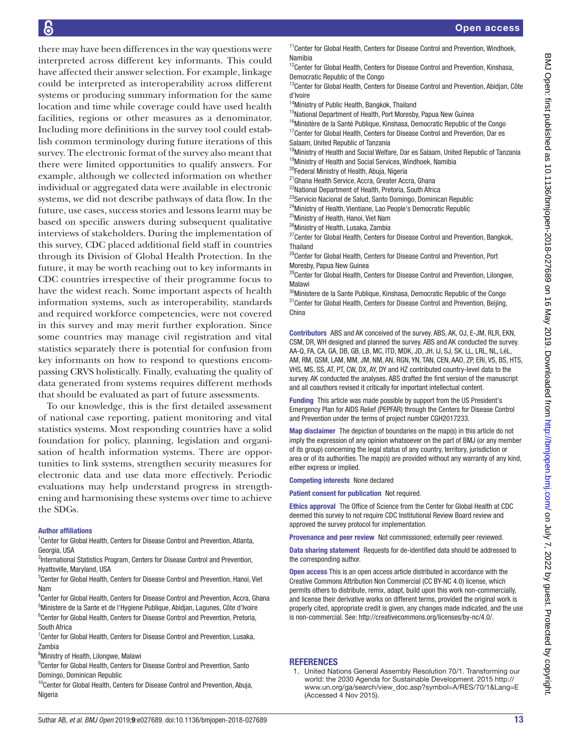there may have been differences in the way questions were interpreted across different key informants. This could have affected their answer selection. For example, linkage could be interpreted as interoperability across different systems or producing summary information for the same location and time while coverage could have used health facilities, regions or other measures as a denominator. Including more definitions in the survey tool could establish common terminology during future iterations of this survey. The electronic format of the survey also meant that there were limited opportunities to qualify answers. For example, although we collected information on whether individual or aggregated data were available in electronic systems, we did not describe pathways of data flow. In the future, use cases, success stories and lessons learnt may be based on specific answers during subsequent qualitative interviews of stakeholders. During the implementation of this survey, CDC placed additional field staff in countries through its Division of Global Health Protection. In the future, it may be worth reaching out to key informants in CDC countries irrespective of their programme focus to have the widest reach. Some important aspects of health information systems, such as interoperability, standards and required workforce competencies, were not covered in this survey and may merit further exploration. Since some countries may manage civil registration and vital statistics separately there is potential for confusion from key informants on how to respond to questions encompassing CRVS holistically. Finally, evaluating the quality of data generated from systems requires different methods that should be evaluated as part of future assessments.

To our knowledge, this is the first detailed assessment of national case reporting, patient monitoring and vital statistics systems. Most responding countries have a solid foundation for policy, planning, legislation and organisation of health information systems. There are opportunities to link systems, strengthen security measures for electronic data and use data more effectively. Periodic evaluations may help understand progress in strengthening and harmonising these systems over time to achieve the SDGs.

**Author affiliations**

[1]Center for Global Health, Centers for Disease Control and Prevention, Atlanta, Georgia, USA
[2]International Statistics Program, Centers for Disease Control and Prevention, Hyattsville, Maryland, USA
[3]Center for Global Health, Centers for Disease Control and Prevention, Hanoi, Viet Nam
[4]Center for Global Health, Centers for Disease Control and Prevention, Accra, Ghana
[5]Ministere de la Sante et de l'Hygiene Publique, Abidjan, Lagunes, Côte d'Ivoire
[6]Center for Global Health, Centers for Disease Control and Prevention, Pretoria, South Africa
[7]Center for Global Health, Centers for Disease Control and Prevention, Lusaka, Zambia
[8]Ministry of Health, Lilongwe, Malawi
[9]Center for Global Health, Centers for Disease Control and Prevention, Santo Domingo, Dominican Republic
[10]Center for Global Health, Centers for Disease Control and Prevention, Abuja, Nigeria
[11]Center for Global Health, Centers for Disease Control and Prevention, Windhoek, Namibia
[12]Center for Global Health, Centers for Disease Control and Prevention, Kinshasa, Democratic Republic of the Congo
[13]Center for Global Health, Centers for Disease Control and Prevention, Abidjan, Côte d'Ivoire
[14]Ministry of Public Health, Bangkok, Thailand
[15]National Department of Health, Port Moresby, Papua New Guinea
[16]Ministère de la Santé Publique, Kinshasa, Democratic Republic of the Congo
[17]Center for Global Health, Centers for Disease Control and Prevention, Dar es Salaam, United Republic of Tanzania
[18]Ministry of Health and Social Welfare, Dar es Salaam, United Republic of Tanzania
[19]Ministry of Health and Social Services, Windhoek, Namibia
[20]Federal Ministry of Health, Abuja, Nigeria
[21]Ghana Health Service, Accra, Greater Accra, Ghana
[22]National Department of Health, Pretoria, South Africa
[23]Servicio Nacional de Salud, Santo Domingo, Dominican Republic
[24]Ministry of Health, Vientiane, Lao People's Democratic Republic
[25]Ministry of Health, Hanoi, Viet Nam
[26]Ministry of Health, Lusaka, Zambia
[27]Center for Global Health, Centers for Disease Control and Prevention, Bangkok, Thailand
[28]Center for Global Health, Centers for Disease Control and Prevention, Port Moresby, Papua New Guinea
[29]Center for Global Health, Centers for Disease Control and Prevention, Lilongwe, Malawi
[30]Ministere de la Sante Publique, Kinshasa, Democratic Republic of the Congo
[31]Center for Global Health, Centers for Disease Control and Prevention, Beijing, China

**Contributors** ABS and AK conceived of the survey. ABS, AK, OJ, E-JM, RLR, EKN, CSM, DR, WH designed and planned the survey. ABS and AK conducted the survey. AA-Q, FA, CA, GA, DB, GB, LB, MC, ITD, MDK, JD, JH, IJ, SJ, SK, LL, LRL, NL, LéL, AM, RM, GSM, LAM, MM, JM, NM, AN, RGN, YN, TAN, CEN, AAO, ZP, ERí, VS, BS, HTS, VHS, MS, SS, AT, PT, CW, DX, AY, DY and HZ contributed country-level data to the survey. AK conducted the analyses. ABS drafted the first version of the manuscript and all coauthors revised it critically for important intellectual content.

**Funding** This article was made possible by support from the US President's Emergency Plan for AIDS Relief (PEPFAR) through the Centers for Disease Control and Prevention under the terms of project number CGH2017233.

**Map disclaimer** The depiction of boundaries on the map(s) in this article do not imply the expression of any opinion whatsoever on the part of BMJ (or any member of its group) concerning the legal status of any country, territory, jurisdiction or area or of its authorities. The map(s) are provided without any warranty of any kind, either express or implied.

**Competing interests** None declared

**Patient consent for publication** Not required.

**Ethics approval** The Office of Science from the Center for Global Health at CDC deemed this survey to not require CDC Institutional Review Board review and approved the survey protocol for implementation.

**Provenance and peer review** Not commissioned; externally peer reviewed.

**Data sharing statement** Requests for de-identified data should be addressed to the corresponding author.

**Open access** This is an open access article distributed in accordance with the Creative Commons Attribution Non Commercial (CC BY-NC 4.0) license, which permits others to distribute, remix, adapt, build upon this work non-commercially, and license their derivative works on different terms, provided the original work is properly cited, appropriate credit is given, any changes made indicated, and the use is non-commercial. See: http://creativecommons.org/licenses/by-nc/4.0/.

## REFERENCES

1. United Nations General Assembly Resolution 70/1. Transforming our world: the 2030 Agenda for Sustainable Development. 2015 http://www.un.org/ga/search/view_doc.asp?symbol=A/RES/70/1&Lang=E (Accessed 4 Nov 2015).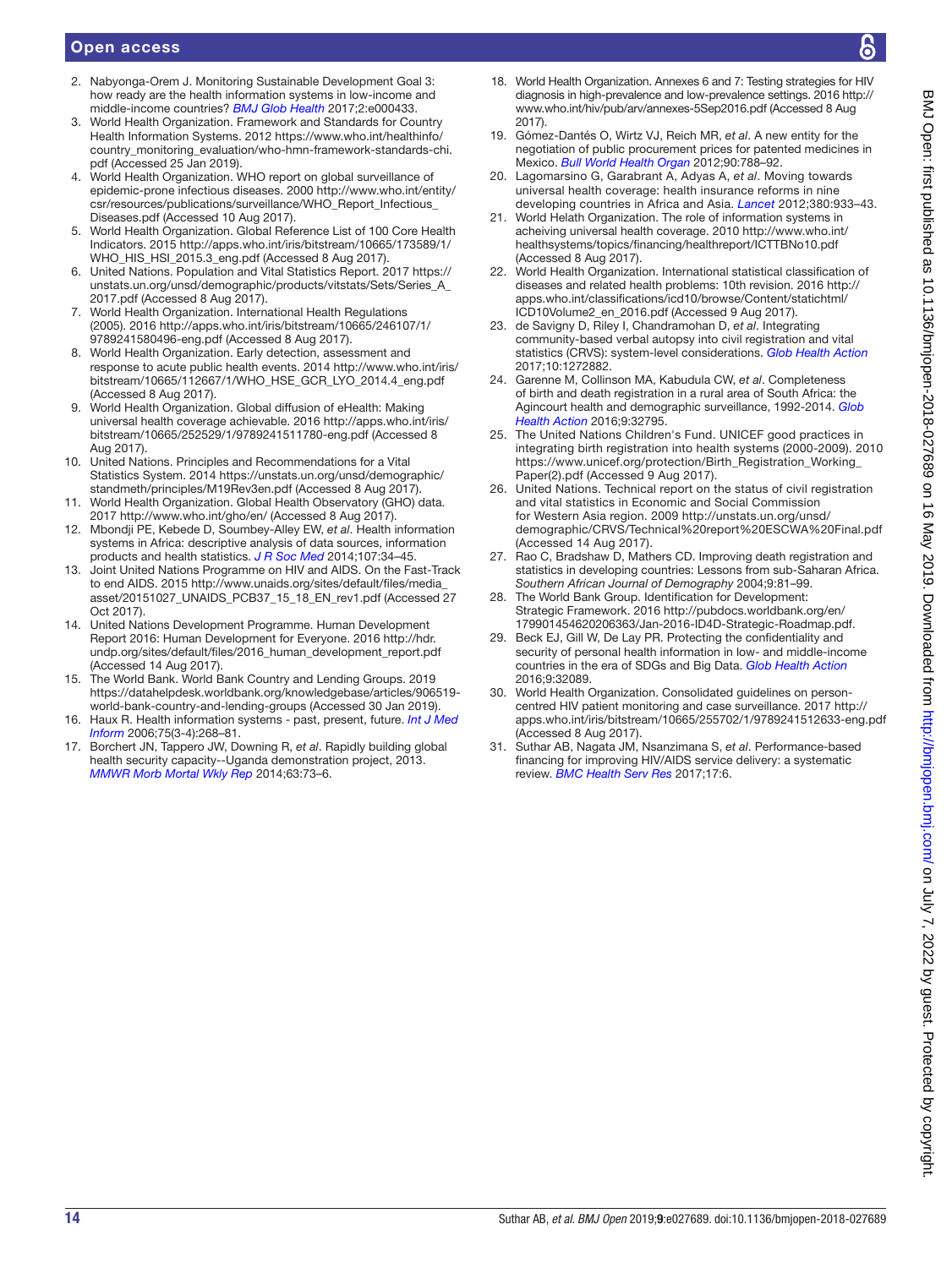2. Nabyonga-Orem J. Monitoring Sustainable Development Goal 3: how ready are the health information systems in low-income and middle-income countries? *BMJ Glob Health* 2017;2:e000433.
3. World Health Organization. Framework and Standards for Country Health Information Systems. 2012 https://www.who.int/healthinfo/country_monitoring_evaluation/who-hmn-framework-standards-chi.pdf (Accessed 25 Jan 2019).
4. World Health Organization. WHO report on global surveillance of epidemic-prone infectious diseases. 2000 http://www.who.int/entity/csr/resources/publications/surveillance/WHO_Report_Infectious_Diseases.pdf (Accessed 10 Aug 2017).
5. World Health Organization. Global Reference List of 100 Core Health Indicators. 2015 http://apps.who.int/iris/bitstream/10665/173589/1/WHO_HIS_HSI_2015.3_eng.pdf (Accessed 8 Aug 2017).
6. United Nations. Population and Vital Statistics Report. 2017 https://unstats.un.org/unsd/demographic/products/vitstats/Sets/Series_A_2017.pdf (Accessed 8 Aug 2017).
7. World Health Organization. International Health Regulations (2005). 2016 http://apps.who.int/iris/bitstream/10665/246107/1/9789241580496-eng.pdf (Accessed 8 Aug 2017).
8. World Health Organization. Early detection, assessment and response to acute public health events. 2014 http://www.who.int/iris/bitstream/10665/112667/1/WHO_HSE_GCR_LYO_2014.4_eng.pdf (Accessed 8 Aug 2017).
9. World Health Organization. Global diffusion of eHealth: Making universal health coverage achievable. 2016 http://apps.who.int/iris/bitstream/10665/252529/1/9789241511780-eng.pdf (Accessed 8 Aug 2017).
10. United Nations. Principles and Recommendations for a Vital Statistics System. 2014 https://unstats.un.org/unsd/demographic/standmeth/principles/M19Rev3en.pdf (Accessed 8 Aug 2017).
11. World Health Organization. Global Health Observatory (GHO) data. 2017 http://www.who.int/gho/en/ (Accessed 8 Aug 2017).
12. Mbondji PE, Kebede D, Soumbey-Alley EW, *et al*. Health information systems in Africa: descriptive analysis of data sources, information products and health statistics. *J R Soc Med* 2014;107:34–45.
13. Joint United Nations Programme on HIV and AIDS. On the Fast-Track to end AIDS. 2015 http://www.unaids.org/sites/default/files/media_asset/20151027_UNAIDS_PCB37_15_18_EN_rev1.pdf (Accessed 27 Oct 2017).
14. United Nations Development Programme. Human Development Report 2016: Human Development for Everyone. 2016 http://hdr.undp.org/sites/default/files/2016_human_development_report.pdf (Accessed 14 Aug 2017).
15. The World Bank. World Bank Country and Lending Groups. 2019 https://datahelpdesk.worldbank.org/knowledgebase/articles/906519-world-bank-country-and-lending-groups (Accessed 30 Jan 2019).
16. Haux R. Health information systems - past, present, future. *Int J Med Inform* 2006;75(3-4):268–81.
17. Borchert JN, Tappero JW, Downing R, *et al*. Rapidly building global health security capacity--Uganda demonstration project, 2013. *MMWR Morb Mortal Wkly Rep* 2014;63:73–6.
18. World Health Organization. Annexes 6 and 7: Testing strategies for HIV diagnosis in high-prevalence and low-prevalence settings. 2016 http://www.who.int/hiv/pub/arv/annexes-5Sep2016.pdf (Accessed 8 Aug 2017).
19. Gómez-Dantés O, Wirtz VJ, Reich MR, *et al*. A new entity for the negotiation of public procurement prices for patented medicines in Mexico. *Bull World Health Organ* 2012;90:788–92.
20. Lagomarsino G, Garabrant A, Adyas A, *et al*. Moving towards universal health coverage: health insurance reforms in nine developing countries in Africa and Asia. *Lancet* 2012;380:933–43.
21. World Helath Organization. The role of information systems in acheiving universal health coverage. 2010 http://www.who.int/healthsystems/topics/financing/healthreport/ICTTBNo10.pdf (Accessed 8 Aug 2017).
22. World Health Organization. International statistical classification of diseases and related health problems: 10th revision. 2016 http://apps.who.int/classifications/icd10/browse/Content/statichtml/ICD10Volume2_en_2016.pdf (Accessed 9 Aug 2017).
23. de Savigny D, Riley I, Chandramohan D, *et al*. Integrating community-based verbal autopsy into civil registration and vital statistics (CRVS): system-level considerations. *Glob Health Action* 2017;10:1272882.
24. Garenne M, Collinson MA, Kabudula CW, *et al*. Completeness of birth and death registration in a rural area of South Africa: the Agincourt health and demographic surveillance, 1992-2014. *Glob Health Action* 2016;9:32795.
25. The United Nations Children's Fund. UNICEF good practices in integrating birth registration into health systems (2000-2009). 2010 https://www.unicef.org/protection/Birth_Registration_Working_Paper(2).pdf (Accessed 9 Aug 2017).
26. United Nations. Technical report on the status of civil registration and vital statistics in Economic and Social Commission for Western Asia region. 2009 http://unstats.un.org/unsd/demographic/CRVS/Technical%20report%20ESCWA%20Final.pdf (Accessed 14 Aug 2017).
27. Rao C, Bradshaw D, Mathers CD. Improving death registration and statistics in developing countries: Lessons from sub-Saharan Africa. *Southern African Journal of Demography* 2004;9:81–99.
28. The World Bank Group. Identification for Development: Strategic Framework. 2016 http://pubdocs.worldbank.org/en/179901454620206363/Jan-2016-ID4D-Strategic-Roadmap.pdf.
29. Beck EJ, Gill W, De Lay PR. Protecting the confidentiality and security of personal health information in low- and middle-income countries in the era of SDGs and Big Data. *Glob Health Action* 2016;9:32089.
30. World Health Organization. Consolidated guidelines on person-centred HIV patient monitoring and case surveillance. 2017 http://apps.who.int/iris/bitstream/10665/255702/1/9789241512633-eng.pdf (Accessed 8 Aug 2017).
31. Suthar AB, Nagata JM, Nsanzimana S, *et al*. Performance-based financing for improving HIV/AIDS service delivery: a systematic review. *BMC Health Serv Res* 2017;17:6.